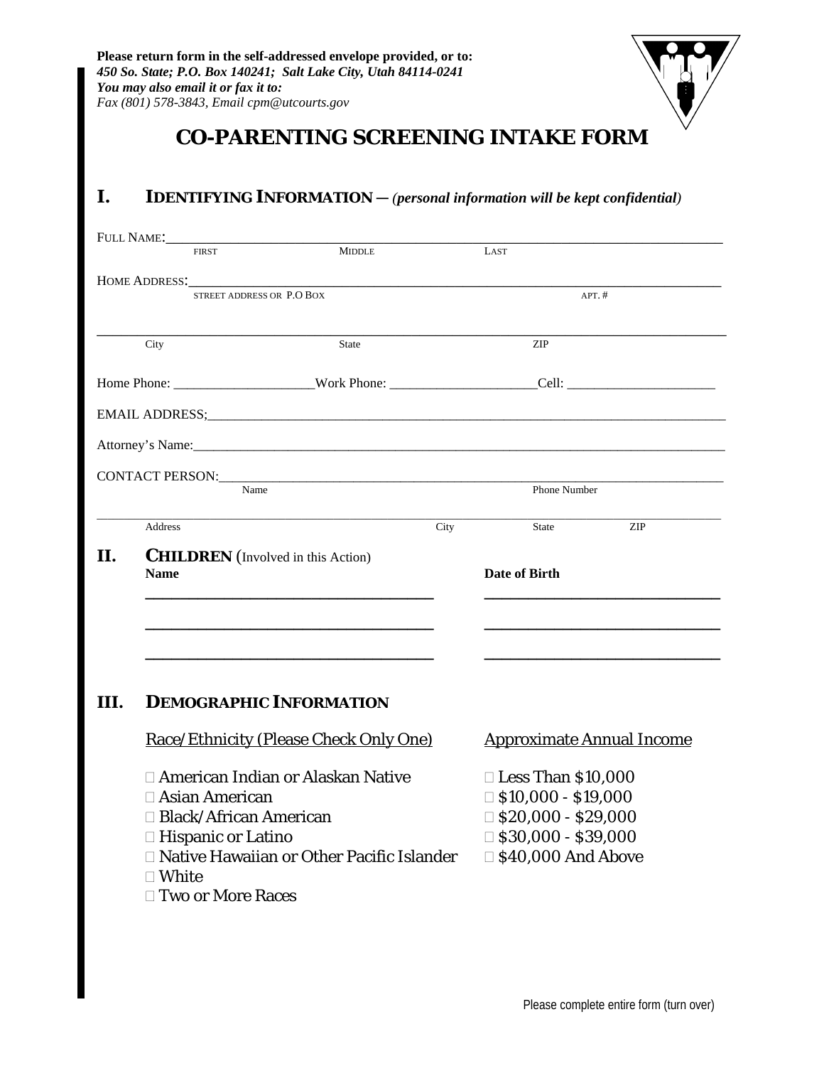**Please return form in the self-addressed envelope provided, or to:**
***450 So. State; P.O. Box 140241; Salt Lake City, Utah 84114-0241***
***You may also email it or fax it to:***
*Fax (801) 578-3843, Email cpm@utcourts.gov*

# CO-PARENTING SCREENING INTAKE FORM

## I. IDENTIFYING INFORMATION – *(personal information will be kept confidential)*

FULL NAME:______________________________________________________________
FIRST MIDDLE LAST

HOME ADDRESS:___________________________________________________________
STREET ADDRESS OR P.O BOX APT. #

________________________________________________________________________
City State ZIP

Home Phone: ____________________Work Phone: _____________________Cell: ______________________

EMAIL ADDRESS;__________________________________________________________

Attorney's Name:__________________________________________________________

CONTACT PERSON:_________________________________________________________
Name Phone Number

________________________________________________________________________
Address City State ZIP

## II. CHILDREN (Involved in this Action)

| Name | Date of Birth |
|---|---|
| ___________________________________ | ____________________________ |
| ___________________________________ | ____________________________ |
| ___________________________________ | ____________________________ |

## III. DEMOGRAPHIC INFORMATION

Race/Ethnicity (Please Check Only One)

- ☐ American Indian or Alaskan Native
- ☐ Asian American
- ☐ Black/African American
- ☐ Hispanic or Latino
- ☐ Native Hawaiian or Other Pacific Islander
- ☐ White
- ☐ Two or More Races

Approximate Annual Income

- ☐ Less Than $10,000
- ☐ $10,000 - $19,000
- ☐ $20,000 - $29,000
- ☐ $30,000 - $39,000
- ☐ $40,000 And Above

Please complete entire form (turn over)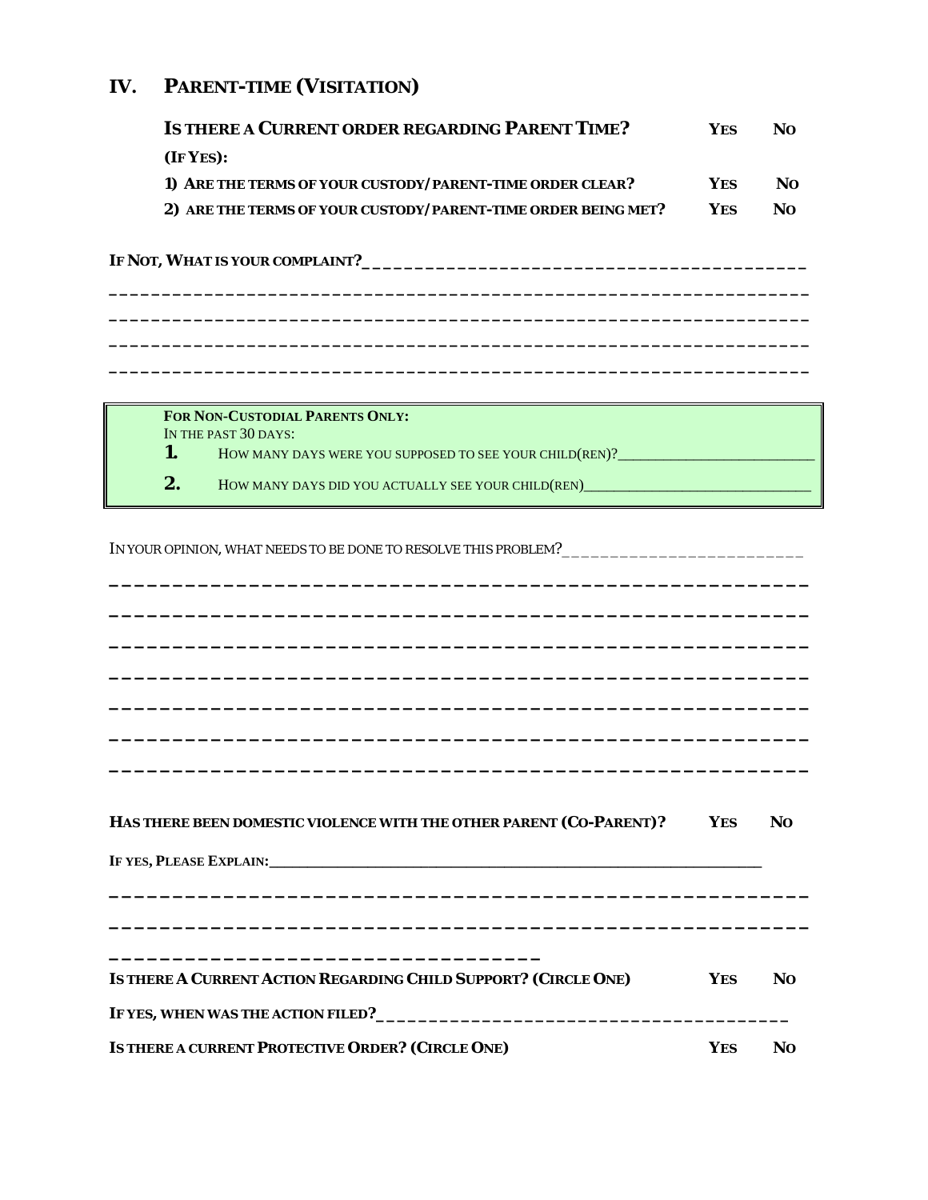## IV. PARENT-TIME (VISITATION)

**IS THERE A CURRENT ORDER REGARDING PARENT TIME?** **YES** **NO**

**(IF YES):**

**1) ARE THE TERMS OF YOUR CUSTODY/PARENT-TIME ORDER CLEAR?** **YES** **NO**

**2) ARE THE TERMS OF YOUR CUSTODY/PARENT-TIME ORDER BEING MET?** **YES** **NO**

**IF NOT, WHAT IS YOUR COMPLAINT?**\_\_\_\_\_\_\_\_\_\_\_\_\_\_\_\_\_\_\_\_\_\_\_\_\_\_\_\_\_\_\_\_\_\_\_\_\_\_\_\_

\_\_\_\_\_\_\_\_\_\_\_\_\_\_\_\_\_\_\_\_\_\_\_\_\_\_\_\_\_\_\_\_\_\_\_\_\_\_\_\_\_\_\_\_\_\_\_\_\_\_\_\_\_\_\_\_\_\_\_\_\_\_\_\_

\_\_\_\_\_\_\_\_\_\_\_\_\_\_\_\_\_\_\_\_\_\_\_\_\_\_\_\_\_\_\_\_\_\_\_\_\_\_\_\_\_\_\_\_\_\_\_\_\_\_\_\_\_\_\_\_\_\_\_\_\_\_\_\_

\_\_\_\_\_\_\_\_\_\_\_\_\_\_\_\_\_\_\_\_\_\_\_\_\_\_\_\_\_\_\_\_\_\_\_\_\_\_\_\_\_\_\_\_\_\_\_\_\_\_\_\_\_\_\_\_\_\_\_\_\_\_\_\_

\_\_\_\_\_\_\_\_\_\_\_\_\_\_\_\_\_\_\_\_\_\_\_\_\_\_\_\_\_\_\_\_\_\_\_\_\_\_\_\_\_\_\_\_\_\_\_\_\_\_\_\_\_\_\_\_\_\_\_\_\_\_\_\_

**FOR NON-CUSTODIAL PARENTS ONLY:**

IN THE PAST 30 DAYS:

**1.** HOW MANY DAYS WERE YOU SUPPOSED TO SEE YOUR CHILD(REN)?\_\_\_\_\_\_\_\_\_\_\_\_\_\_\_\_\_\_\_\_\_\_\_\_\_\_\_

**2.** HOW MANY DAYS DID YOU ACTUALLY SEE YOUR CHILD(REN)\_\_\_\_\_\_\_\_\_\_\_\_\_\_\_\_\_\_\_\_\_\_\_\_\_\_\_\_\_\_\_\_

IN YOUR OPINION, WHAT NEEDS TO BE DONE TO RESOLVE THIS PROBLEM?\_\_\_\_\_\_\_\_\_\_\_\_\_\_\_\_\_\_\_\_\_\_\_\_\_\_

\_\_\_\_\_\_\_\_\_\_\_\_\_\_\_\_\_\_\_\_\_\_\_\_\_\_\_\_\_\_\_\_\_\_\_\_\_\_\_\_\_\_\_\_\_\_\_\_\_\_\_\_\_\_\_\_\_\_\_\_

\_\_\_\_\_\_\_\_\_\_\_\_\_\_\_\_\_\_\_\_\_\_\_\_\_\_\_\_\_\_\_\_\_\_\_\_\_\_\_\_\_\_\_\_\_\_\_\_\_\_\_\_\_\_\_\_\_\_\_\_

\_\_\_\_\_\_\_\_\_\_\_\_\_\_\_\_\_\_\_\_\_\_\_\_\_\_\_\_\_\_\_\_\_\_\_\_\_\_\_\_\_\_\_\_\_\_\_\_\_\_\_\_\_\_\_\_\_\_\_\_

\_\_\_\_\_\_\_\_\_\_\_\_\_\_\_\_\_\_\_\_\_\_\_\_\_\_\_\_\_\_\_\_\_\_\_\_\_\_\_\_\_\_\_\_\_\_\_\_\_\_\_\_\_\_\_\_\_\_\_\_

\_\_\_\_\_\_\_\_\_\_\_\_\_\_\_\_\_\_\_\_\_\_\_\_\_\_\_\_\_\_\_\_\_\_\_\_\_\_\_\_\_\_\_\_\_\_\_\_\_\_\_\_\_\_\_\_\_\_\_\_

\_\_\_\_\_\_\_\_\_\_\_\_\_\_\_\_\_\_\_\_\_\_\_\_\_\_\_\_\_\_\_\_\_\_\_\_\_\_\_\_\_\_\_\_\_\_\_\_\_\_\_\_\_\_\_\_\_\_\_\_

\_\_\_\_\_\_\_\_\_\_\_\_\_\_\_\_\_\_\_\_\_\_\_\_\_\_\_\_\_\_\_\_\_\_\_\_\_\_\_\_\_\_\_\_\_\_\_\_\_\_\_\_\_\_\_\_\_\_\_\_

**HAS THERE BEEN DOMESTIC VIOLENCE WITH THE OTHER PARENT (CO-PARENT)?** **YES** **NO**

**IF YES, PLEASE EXPLAIN:**\_\_\_\_\_\_\_\_\_\_\_\_\_\_\_\_\_\_\_\_\_\_\_\_\_\_\_\_\_\_\_\_\_\_\_\_\_\_\_\_\_\_\_\_\_\_\_\_\_\_\_\_\_\_\_\_\_\_\_\_

\_\_\_\_\_\_\_\_\_\_\_\_\_\_\_\_\_\_\_\_\_\_\_\_\_\_\_\_\_\_\_\_\_\_\_\_\_\_\_\_\_\_\_\_\_\_\_\_\_\_\_\_\_\_\_\_\_\_\_\_

\_\_\_\_\_\_\_\_\_\_\_\_\_\_\_\_\_\_\_\_\_\_\_\_\_\_\_\_\_\_\_\_\_\_\_\_\_\_\_\_\_\_\_\_\_\_\_\_\_\_\_\_\_\_\_\_\_\_\_\_

\_\_\_\_\_\_\_\_\_\_\_\_\_\_\_\_\_\_\_\_\_\_\_\_\_\_\_\_\_\_\_\_\_\_\_\_\_\_\_

**IS THERE A CURRENT ACTION REGARDING CHILD SUPPORT? (CIRCLE ONE)** **YES** **NO**

**IF YES, WHEN WAS THE ACTION FILED?**\_\_\_\_\_\_\_\_\_\_\_\_\_\_\_\_\_\_\_\_\_\_\_\_\_\_\_\_\_\_\_\_\_\_\_\_\_\_\_\_\_

**IS THERE A CURRENT PROTECTIVE ORDER? (CIRCLE ONE)** **YES** **NO**